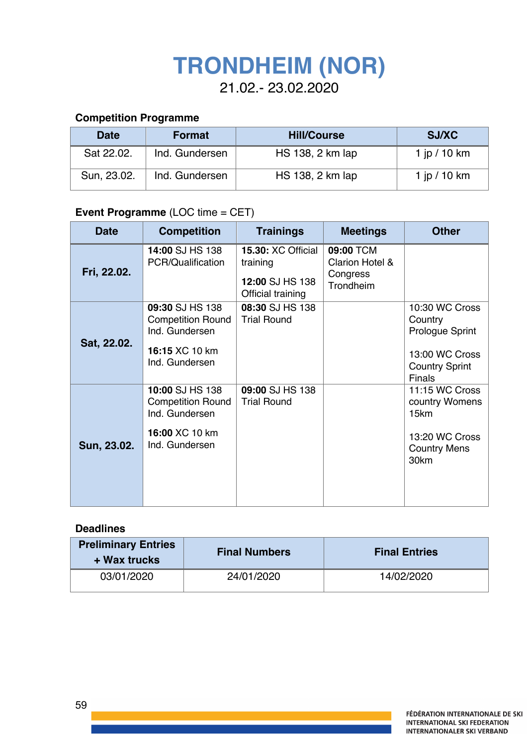# TRONDHEIM (NOR)

21.02.- 23.02.2020

**Competition Programme**

| Date | Format | Hill/Course | SJ/XC |
|---|---|---|---|
| Sat 22.02. | Ind. Gundersen | HS 138, 2 km lap | 1 jp / 10 km |
| Sun, 23.02. | Ind. Gundersen | HS 138, 2 km lap | 1 jp / 10 km |

**Event Programme** (LOC time = CET)

| Date | Competition | Trainings | Meetings | Other |
|---|---|---|---|---|
| **Fri, 22.02.** | **14:00** SJ HS 138 PCR/Qualification | **15.30:** XC Official training<br><br>**12:00** SJ HS 138 Official training | **09:00** TCM Clarion Hotel & Congress Trondheim | |
| **Sat, 22.02.** | **09:30** SJ HS 138 Competition Round Ind. Gundersen<br><br>**16:15** XC 10 km Ind. Gundersen | **08:30** SJ HS 138 Trial Round | | 10:30 WC Cross Country Prologue Sprint<br><br>13:00 WC Cross Country Sprint Finals |
| **Sun, 23.02.** | **10:00** SJ HS 138 Competition Round Ind. Gundersen<br><br>**16:00** XC 10 km Ind. Gundersen | **09:00** SJ HS 138 Trial Round | | 11:15 WC Cross country Womens 15km<br><br>13:20 WC Cross Country Mens 30km |

**Deadlines**

| Preliminary Entries + Wax trucks | Final Numbers | Final Entries |
|---|---|---|
| 03/01/2020 | 24/01/2020 | 14/02/2020 |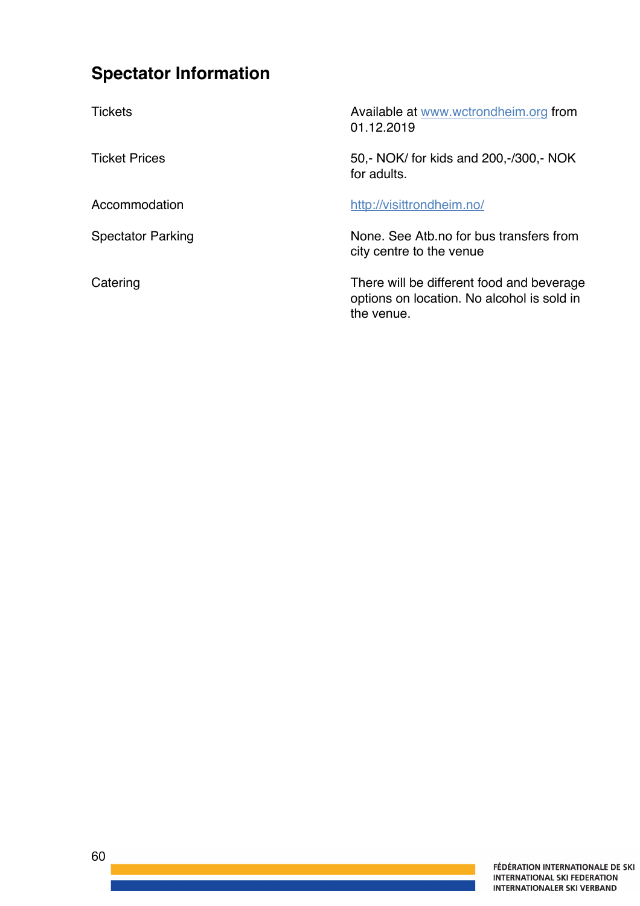## Spectator Information

| | |
|---|---|
| Tickets | Available at www.wctrondheim.org from 01.12.2019 |
| Ticket Prices | 50,- NOK/ for kids and 200,-/300,- NOK for adults. |
| Accommodation | http://visittrondheim.no/ |
| Spectator Parking | None. See Atb.no for bus transfers from city centre to the venue |
| Catering | There will be different food and beverage options on location. No alcohol is sold in the venue. |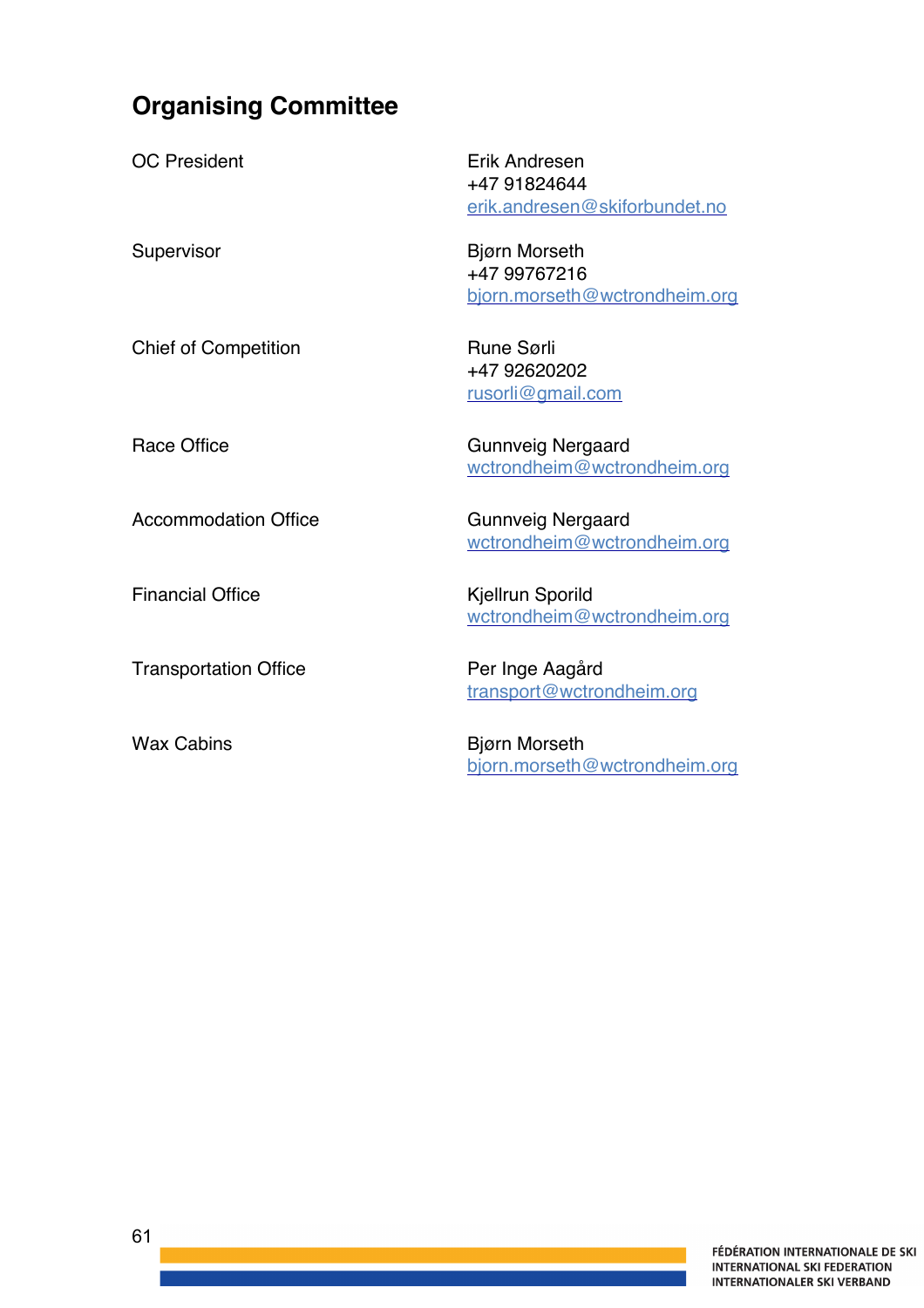## Organising Committee

| | |
|---|---|
| OC President | Erik Andresen<br>+47 91824644<br>erik.andresen@skiforbundet.no |
| Supervisor | Bjørn Morseth<br>+47 99767216<br>bjorn.morseth@wctrondheim.org |
| Chief of Competition | Rune Sørli<br>+47 92620202<br>rusorli@gmail.com |
| Race Office | Gunnveig Nergaard<br>wctrondheim@wctrondheim.org |
| Accommodation Office | Gunnveig Nergaard<br>wctrondheim@wctrondheim.org |
| Financial Office | Kjellrun Sporild<br>wctrondheim@wctrondheim.org |
| Transportation Office | Per Inge Aagård<br>transport@wctrondheim.org |
| Wax Cabins | Bjørn Morseth<br>bjorn.morseth@wctrondheim.org |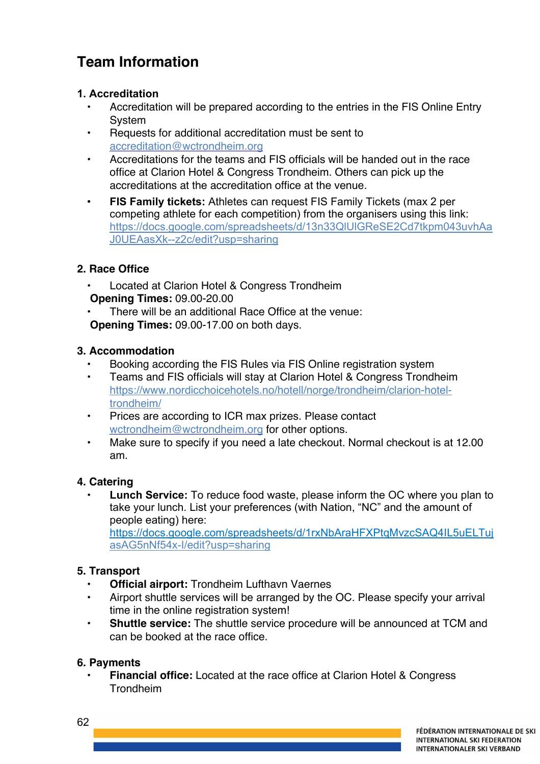# Team Information

## 1. Accreditation

- Accreditation will be prepared according to the entries in the FIS Online Entry System
- Requests for additional accreditation must be sent to accreditation@wctrondheim.org
- Accreditations for the teams and FIS officials will be handed out in the race office at Clarion Hotel & Congress Trondheim. Others can pick up the accreditations at the accreditation office at the venue.
- **FIS Family tickets:** Athletes can request FIS Family Tickets (max 2 per competing athlete for each competition) from the organisers using this link: https://docs.google.com/spreadsheets/d/13n33QlUlGReSE2Cd7tkpm043uvhAaJ0UEAasXk--z2c/edit?usp=sharing

## 2. Race Office

- Located at Clarion Hotel & Congress Trondheim

**Opening Times:** 09.00-20.00

- There will be an additional Race Office at the venue:

**Opening Times:** 09.00-17.00 on both days.

## 3. Accommodation

- Booking according the FIS Rules via FIS Online registration system
- Teams and FIS officials will stay at Clarion Hotel & Congress Trondheim https://www.nordicchoicehotels.no/hotell/norge/trondheim/clarion-hotel-trondheim/
- Prices are according to ICR max prizes. Please contact wctrondheim@wctrondheim.org for other options.
- Make sure to specify if you need a late checkout. Normal checkout is at 12.00 am.

## 4. Catering

- **Lunch Service:** To reduce food waste, please inform the OC where you plan to take your lunch. List your preferences (with Nation, "NC" and the amount of people eating) here: https://docs.google.com/spreadsheets/d/1rxNbAraHFXPtqMvzcSAQ4IL5uELTujasAG5nNf54x-I/edit?usp=sharing

## 5. Transport

- **Official airport:** Trondheim Lufthavn Vaernes
- Airport shuttle services will be arranged by the OC. Please specify your arrival time in the online registration system!
- **Shuttle service:** The shuttle service procedure will be announced at TCM and can be booked at the race office.

## 6. Payments

- **Financial office:** Located at the race office at Clarion Hotel & Congress Trondheim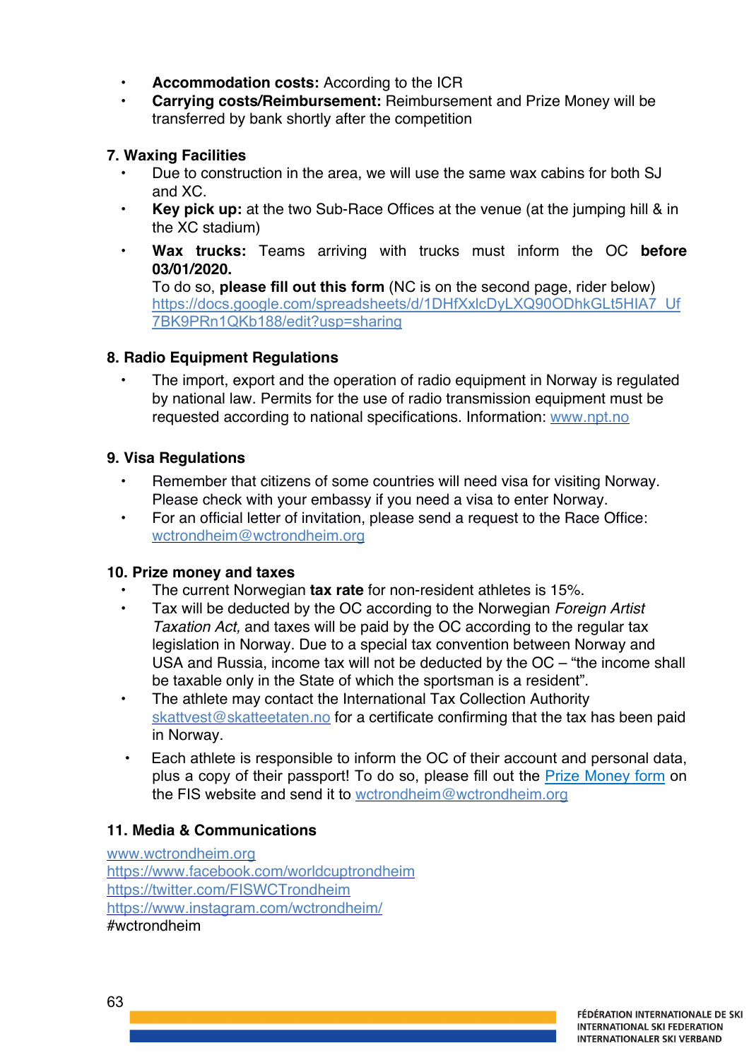- **Accommodation costs:** According to the ICR
- **Carrying costs/Reimbursement:** Reimbursement and Prize Money will be transferred by bank shortly after the competition

### 7. Waxing Facilities

- Due to construction in the area, we will use the same wax cabins for both SJ and XC.
- **Key pick up:** at the two Sub-Race Offices at the venue (at the jumping hill & in the XC stadium)
- **Wax trucks:** Teams arriving with trucks must inform the OC **before 03/01/2020.**
  To do so, **please fill out this form** (NC is on the second page, rider below)
  https://docs.google.com/spreadsheets/d/1DHfXxlcDyLXQ90ODhkGLt5HIA7_Uf7BK9PRn1QKb188/edit?usp=sharing

### 8. Radio Equipment Regulations

- The import, export and the operation of radio equipment in Norway is regulated by national law. Permits for the use of radio transmission equipment must be requested according to national specifications. Information: www.npt.no

### 9. Visa Regulations

- Remember that citizens of some countries will need visa for visiting Norway. Please check with your embassy if you need a visa to enter Norway.
- For an official letter of invitation, please send a request to the Race Office: wctrondheim@wctrondheim.org

### 10. Prize money and taxes

- The current Norwegian **tax rate** for non-resident athletes is 15%.
- Tax will be deducted by the OC according to the Norwegian *Foreign Artist Taxation Act,* and taxes will be paid by the OC according to the regular tax legislation in Norway. Due to a special tax convention between Norway and USA and Russia, income tax will not be deducted by the OC – "the income shall be taxable only in the State of which the sportsman is a resident".
- The athlete may contact the International Tax Collection Authority skattvest@skatteetaten.no for a certificate confirming that the tax has been paid in Norway.
- Each athlete is responsible to inform the OC of their account and personal data, plus a copy of their passport! To do so, please fill out the Prize Money form on the FIS website and send it to wctrondheim@wctrondheim.org

### 11. Media & Communications

www.wctrondheim.org
https://www.facebook.com/worldcuptrondheim
https://twitter.com/FISWCTrondheim
https://www.instagram.com/wctrondheim/
#wctrondheim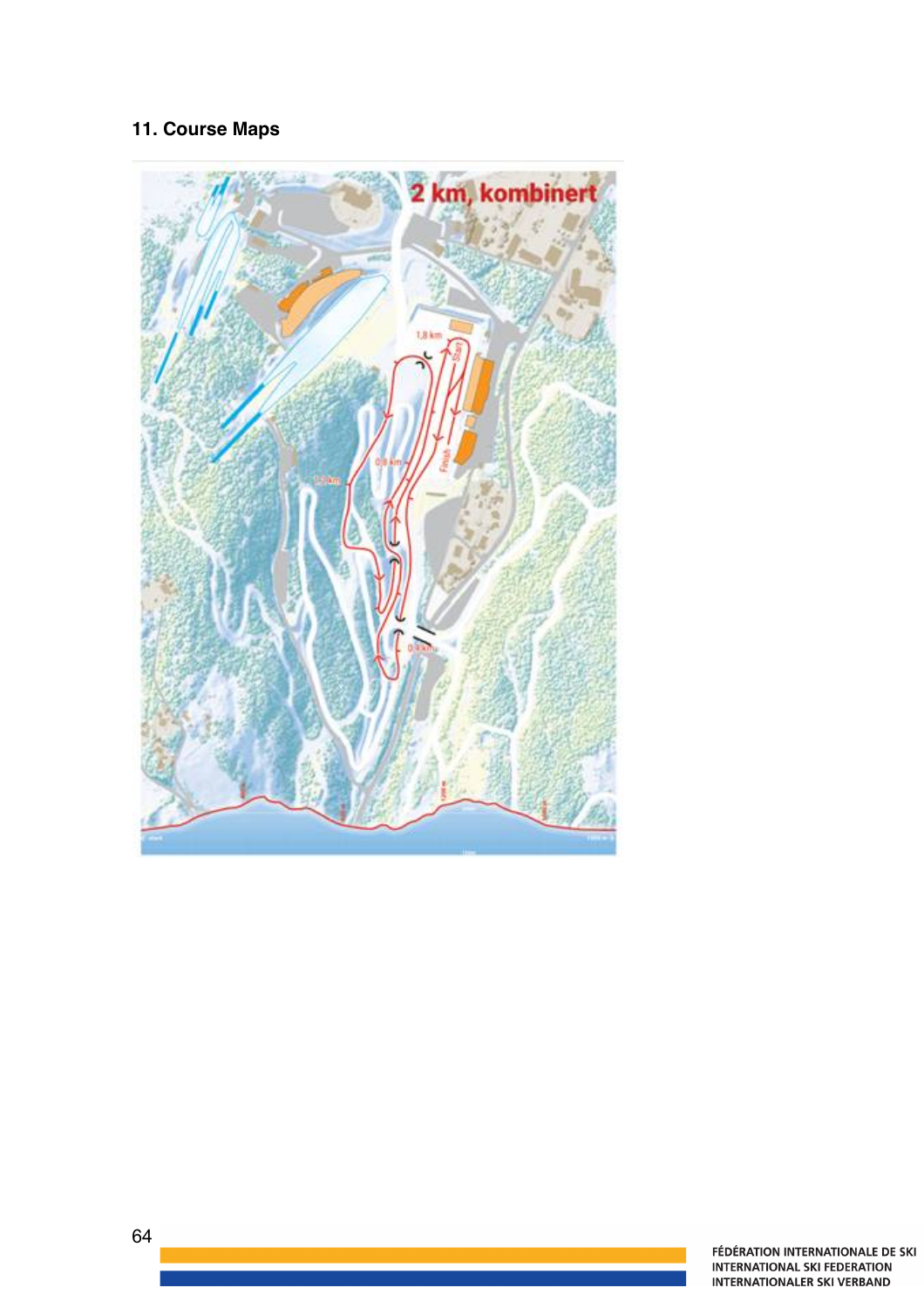## 11. Course Maps

2 km, kombinert

1,8 km

Start

0,8 km

1,3 km

Finish

0,4 km